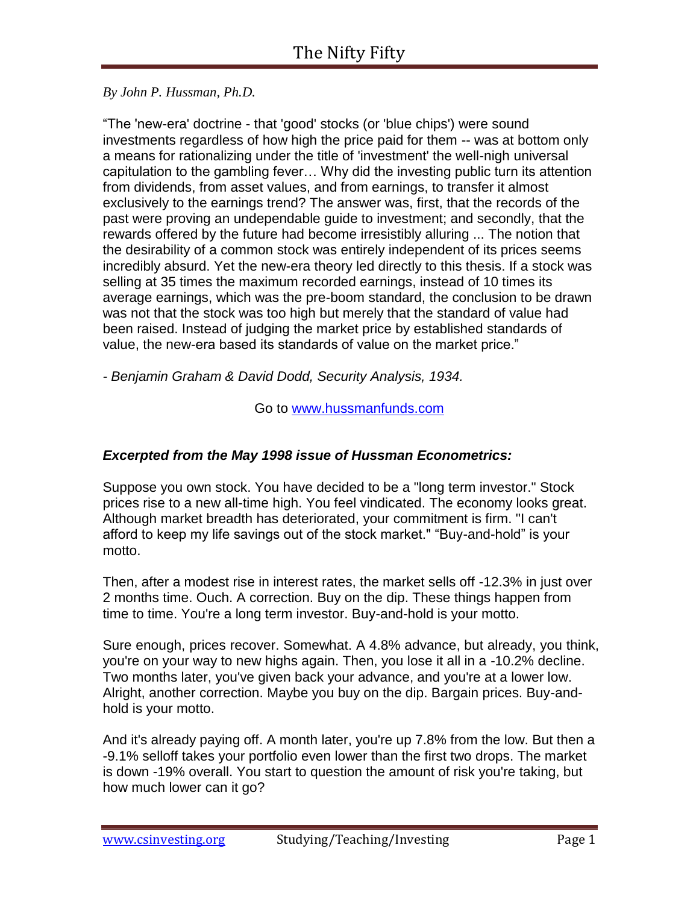# The Nifty Fifty

*By John P. Hussman, Ph.D.*

“The 'new-era' doctrine - that 'good' stocks (or 'blue chips') were sound investments regardless of how high the price paid for them -- was at bottom only a means for rationalizing under the title of 'investment' the well-nigh universal capitulation to the gambling fever… Why did the investing public turn its attention from dividends, from asset values, and from earnings, to transfer it almost exclusively to the earnings trend? The answer was, first, that the records of the past were proving an undependable guide to investment; and secondly, that the rewards offered by the future had become irresistibly alluring ... The notion that the desirability of a common stock was entirely independent of its prices seems incredibly absurd. Yet the new-era theory led directly to this thesis. If a stock was selling at 35 times the maximum recorded earnings, instead of 10 times its average earnings, which was the pre-boom standard, the conclusion to be drawn was not that the stock was too high but merely that the standard of value had been raised. Instead of judging the market price by established standards of value, the new-era based its standards of value on the market price.”

*- Benjamin Graham & David Dodd, Security Analysis, 1934.*

Go to [www.hussmanfunds.com](www.hussmanfunds.com)

***Excerpted from the May 1998 issue of Hussman Econometrics:***

Suppose you own stock. You have decided to be a "long term investor." Stock prices rise to a new all-time high. You feel vindicated. The economy looks great. Although market breadth has deteriorated, your commitment is firm. "I can't afford to keep my life savings out of the stock market." “Buy-and-hold” is your motto.

Then, after a modest rise in interest rates, the market sells off -12.3% in just over 2 months time. Ouch. A correction. Buy on the dip. These things happen from time to time. You're a long term investor. Buy-and-hold is your motto.

Sure enough, prices recover. Somewhat. A 4.8% advance, but already, you think, you're on your way to new highs again. Then, you lose it all in a -10.2% decline. Two months later, you've given back your advance, and you're at a lower low. Alright, another correction. Maybe you buy on the dip. Bargain prices. Buy-and-hold is your motto.

And it's already paying off. A month later, you're up 7.8% from the low. But then a -9.1% selloff takes your portfolio even lower than the first two drops. The market is down -19% overall. You start to question the amount of risk you're taking, but how much lower can it go?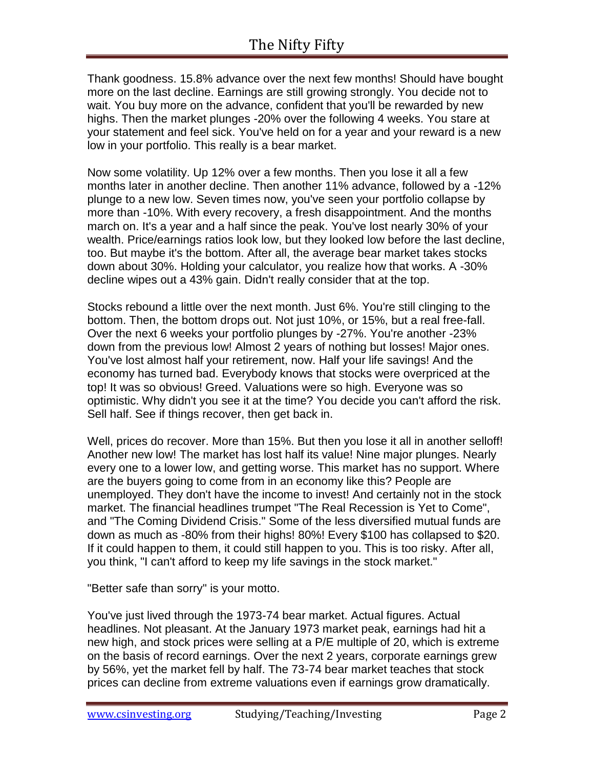Thank goodness. 15.8% advance over the next few months! Should have bought more on the last decline. Earnings are still growing strongly. You decide not to wait. You buy more on the advance, confident that you'll be rewarded by new highs. Then the market plunges -20% over the following 4 weeks. You stare at your statement and feel sick. You've held on for a year and your reward is a new low in your portfolio. This really is a bear market.

Now some volatility. Up 12% over a few months. Then you lose it all a few months later in another decline. Then another 11% advance, followed by a -12% plunge to a new low. Seven times now, you've seen your portfolio collapse by more than -10%. With every recovery, a fresh disappointment. And the months march on. It's a year and a half since the peak. You've lost nearly 30% of your wealth. Price/earnings ratios look low, but they looked low before the last decline, too. But maybe it's the bottom. After all, the average bear market takes stocks down about 30%. Holding your calculator, you realize how that works. A -30% decline wipes out a 43% gain. Didn't really consider that at the top.

Stocks rebound a little over the next month. Just 6%. You're still clinging to the bottom. Then, the bottom drops out. Not just 10%, or 15%, but a real free-fall. Over the next 6 weeks your portfolio plunges by -27%. You're another -23% down from the previous low! Almost 2 years of nothing but losses! Major ones. You've lost almost half your retirement, now. Half your life savings! And the economy has turned bad. Everybody knows that stocks were overpriced at the top! It was so obvious! Greed. Valuations were so high. Everyone was so optimistic. Why didn't you see it at the time? You decide you can't afford the risk. Sell half. See if things recover, then get back in.

Well, prices do recover. More than 15%. But then you lose it all in another selloff! Another new low! The market has lost half its value! Nine major plunges. Nearly every one to a lower low, and getting worse. This market has no support. Where are the buyers going to come from in an economy like this? People are unemployed. They don't have the income to invest! And certainly not in the stock market. The financial headlines trumpet "The Real Recession is Yet to Come", and "The Coming Dividend Crisis." Some of the less diversified mutual funds are down as much as -80% from their highs! 80%! Every $100 has collapsed to $20. If it could happen to them, it could still happen to you. This is too risky. After all, you think, "I can't afford to keep my life savings in the stock market."

"Better safe than sorry" is your motto.

You've just lived through the 1973-74 bear market. Actual figures. Actual headlines. Not pleasant. At the January 1973 market peak, earnings had hit a new high, and stock prices were selling at a P/E multiple of 20, which is extreme on the basis of record earnings. Over the next 2 years, corporate earnings grew by 56%, yet the market fell by half. The 73-74 bear market teaches that stock prices can decline from extreme valuations even if earnings grow dramatically.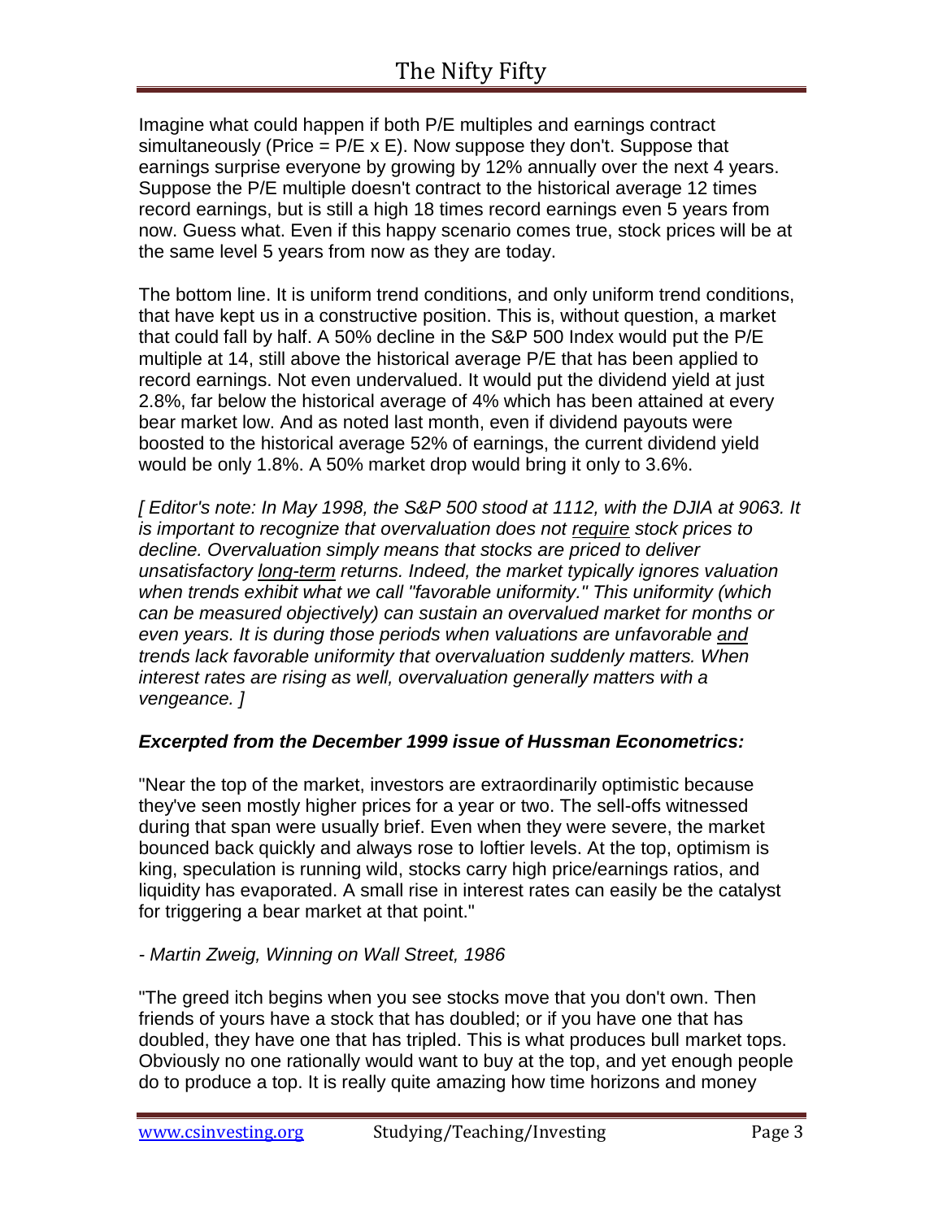Imagine what could happen if both P/E multiples and earnings contract simultaneously (Price = P/E x E). Now suppose they don't. Suppose that earnings surprise everyone by growing by 12% annually over the next 4 years. Suppose the P/E multiple doesn't contract to the historical average 12 times record earnings, but is still a high 18 times record earnings even 5 years from now. Guess what. Even if this happy scenario comes true, stock prices will be at the same level 5 years from now as they are today.

The bottom line. It is uniform trend conditions, and only uniform trend conditions, that have kept us in a constructive position. This is, without question, a market that could fall by half. A 50% decline in the S&P 500 Index would put the P/E multiple at 14, still above the historical average P/E that has been applied to record earnings. Not even undervalued. It would put the dividend yield at just 2.8%, far below the historical average of 4% which has been attained at every bear market low. And as noted last month, even if dividend payouts were boosted to the historical average 52% of earnings, the current dividend yield would be only 1.8%. A 50% market drop would bring it only to 3.6%.

*[ Editor's note: In May 1998, the S&P 500 stood at 1112, with the DJIA at 9063. It is important to recognize that overvaluation does not require stock prices to decline. Overvaluation simply means that stocks are priced to deliver unsatisfactory long-term returns. Indeed, the market typically ignores valuation when trends exhibit what we call "favorable uniformity." This uniformity (which can be measured objectively) can sustain an overvalued market for months or even years. It is during those periods when valuations are unfavorable and trends lack favorable uniformity that overvaluation suddenly matters. When interest rates are rising as well, overvaluation generally matters with a vengeance. ]*

***Excerpted from the December 1999 issue of Hussman Econometrics:***

"Near the top of the market, investors are extraordinarily optimistic because they've seen mostly higher prices for a year or two. The sell-offs witnessed during that span were usually brief. Even when they were severe, the market bounced back quickly and always rose to loftier levels. At the top, optimism is king, speculation is running wild, stocks carry high price/earnings ratios, and liquidity has evaporated. A small rise in interest rates can easily be the catalyst for triggering a bear market at that point."

*- Martin Zweig, Winning on Wall Street, 1986*

"The greed itch begins when you see stocks move that you don't own. Then friends of yours have a stock that has doubled; or if you have one that has doubled, they have one that has tripled. This is what produces bull market tops. Obviously no one rationally would want to buy at the top, and yet enough people do to produce a top. It is really quite amazing how time horizons and money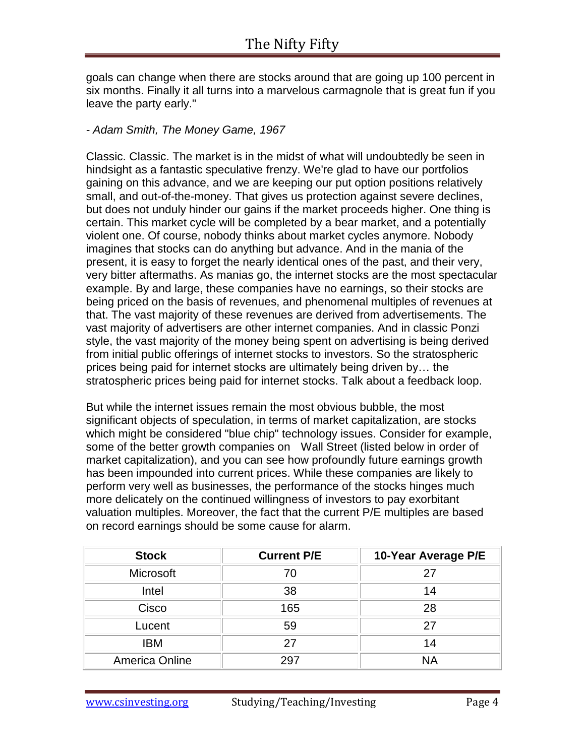goals can change when there are stocks around that are going up 100 percent in six months. Finally it all turns into a marvelous carmagnole that is great fun if you leave the party early."

- *Adam Smith, The Money Game, 1967*

Classic. Classic. The market is in the midst of what will undoubtedly be seen in hindsight as a fantastic speculative frenzy. We're glad to have our portfolios gaining on this advance, and we are keeping our put option positions relatively small, and out-of-the-money. That gives us protection against severe declines, but does not unduly hinder our gains if the market proceeds higher. One thing is certain. This market cycle will be completed by a bear market, and a potentially violent one. Of course, nobody thinks about market cycles anymore. Nobody imagines that stocks can do anything but advance. And in the mania of the present, it is easy to forget the nearly identical ones of the past, and their very, very bitter aftermaths. As manias go, the internet stocks are the most spectacular example. By and large, these companies have no earnings, so their stocks are being priced on the basis of revenues, and phenomenal multiples of revenues at that. The vast majority of these revenues are derived from advertisements. The vast majority of advertisers are other internet companies. And in classic Ponzi style, the vast majority of the money being spent on advertising is being derived from initial public offerings of internet stocks to investors. So the stratospheric prices being paid for internet stocks are ultimately being driven by… the stratospheric prices being paid for internet stocks. Talk about a feedback loop.

But while the internet issues remain the most obvious bubble, the most significant objects of speculation, in terms of market capitalization, are stocks which might be considered "blue chip" technology issues. Consider for example, some of the better growth companies on Wall Street (listed below in order of market capitalization), and you can see how profoundly future earnings growth has been impounded into current prices. While these companies are likely to perform very well as businesses, the performance of the stocks hinges much more delicately on the continued willingness of investors to pay exorbitant valuation multiples. Moreover, the fact that the current P/E multiples are based on record earnings should be some cause for alarm.

| Stock | Current P/E | 10-Year Average P/E |
|---|---|---|
| Microsoft | 70 | 27 |
| Intel | 38 | 14 |
| Cisco | 165 | 28 |
| Lucent | 59 | 27 |
| IBM | 27 | 14 |
| America Online | 297 | NA |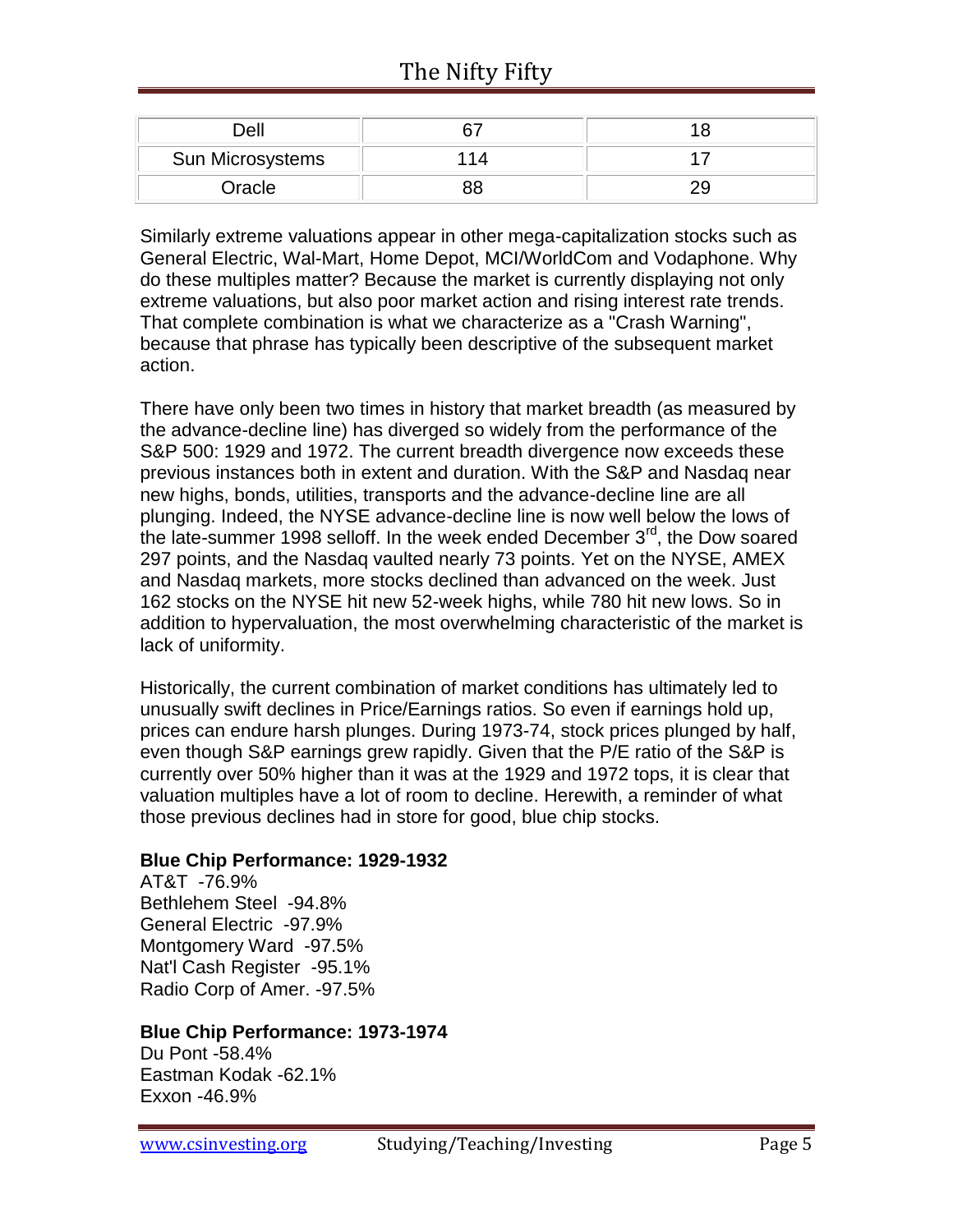| Dell | 67 | 18 |
|---|---|---|
| Sun Microsystems | 114 | 17 |
| Oracle | 88 | 29 |

Similarly extreme valuations appear in other mega-capitalization stocks such as General Electric, Wal-Mart, Home Depot, MCI/WorldCom and Vodaphone. Why do these multiples matter? Because the market is currently displaying not only extreme valuations, but also poor market action and rising interest rate trends. That complete combination is what we characterize as a "Crash Warning", because that phrase has typically been descriptive of the subsequent market action.

There have only been two times in history that market breadth (as measured by the advance-decline line) has diverged so widely from the performance of the S&P 500: 1929 and 1972. The current breadth divergence now exceeds these previous instances both in extent and duration. With the S&P and Nasdaq near new highs, bonds, utilities, transports and the advance-decline line are all plunging. Indeed, the NYSE advance-decline line is now well below the lows of the late-summer 1998 selloff. In the week ended December 3rd, the Dow soared 297 points, and the Nasdaq vaulted nearly 73 points. Yet on the NYSE, AMEX and Nasdaq markets, more stocks declined than advanced on the week. Just 162 stocks on the NYSE hit new 52-week highs, while 780 hit new lows. So in addition to hypervaluation, the most overwhelming characteristic of the market is lack of uniformity.

Historically, the current combination of market conditions has ultimately led to unusually swift declines in Price/Earnings ratios. So even if earnings hold up, prices can endure harsh plunges. During 1973-74, stock prices plunged by half, even though S&P earnings grew rapidly. Given that the P/E ratio of the S&P is currently over 50% higher than it was at the 1929 and 1972 tops, it is clear that valuation multiples have a lot of room to decline. Herewith, a reminder of what those previous declines had in store for good, blue chip stocks.

**Blue Chip Performance: 1929-1932**

AT&T -76.9%
Bethlehem Steel -94.8%
General Electric -97.9%
Montgomery Ward -97.5%
Nat'l Cash Register -95.1%
Radio Corp of Amer. -97.5%

**Blue Chip Performance: 1973-1974**

Du Pont -58.4%
Eastman Kodak -62.1%
Exxon -46.9%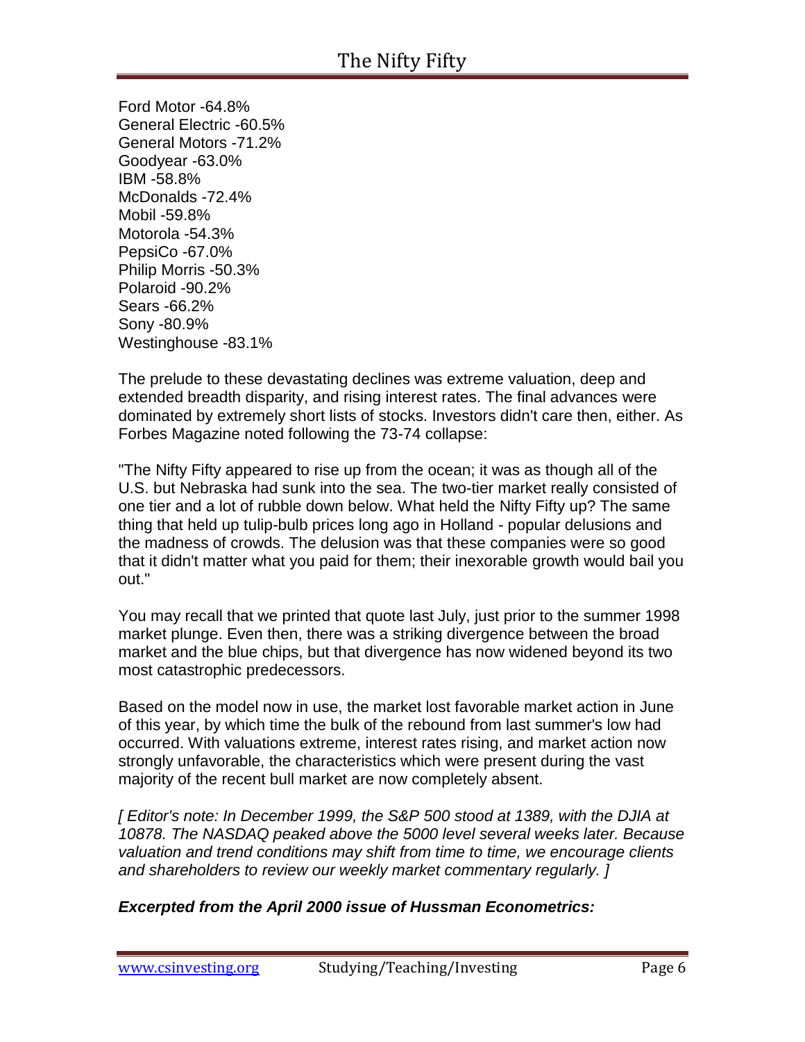Ford Motor -64.8%
General Electric -60.5%
General Motors -71.2%
Goodyear -63.0%
IBM -58.8%
McDonalds -72.4%
Mobil -59.8%
Motorola -54.3%
PepsiCo -67.0%
Philip Morris -50.3%
Polaroid -90.2%
Sears -66.2%
Sony -80.9%
Westinghouse -83.1%

The prelude to these devastating declines was extreme valuation, deep and extended breadth disparity, and rising interest rates. The final advances were dominated by extremely short lists of stocks. Investors didn't care then, either. As Forbes Magazine noted following the 73-74 collapse:

"The Nifty Fifty appeared to rise up from the ocean; it was as though all of the U.S. but Nebraska had sunk into the sea. The two-tier market really consisted of one tier and a lot of rubble down below. What held the Nifty Fifty up? The same thing that held up tulip-bulb prices long ago in Holland - popular delusions and the madness of crowds. The delusion was that these companies were so good that it didn't matter what you paid for them; their inexorable growth would bail you out."

You may recall that we printed that quote last July, just prior to the summer 1998 market plunge. Even then, there was a striking divergence between the broad market and the blue chips, but that divergence has now widened beyond its two most catastrophic predecessors.

Based on the model now in use, the market lost favorable market action in June of this year, by which time the bulk of the rebound from last summer's low had occurred. With valuations extreme, interest rates rising, and market action now strongly unfavorable, the characteristics which were present during the vast majority of the recent bull market are now completely absent.

*[ Editor's note: In December 1999, the S&P 500 stood at 1389, with the DJIA at 10878. The NASDAQ peaked above the 5000 level several weeks later. Because valuation and trend conditions may shift from time to time, we encourage clients and shareholders to review our weekly market commentary regularly. ]*

***Excerpted from the April 2000 issue of Hussman Econometrics:***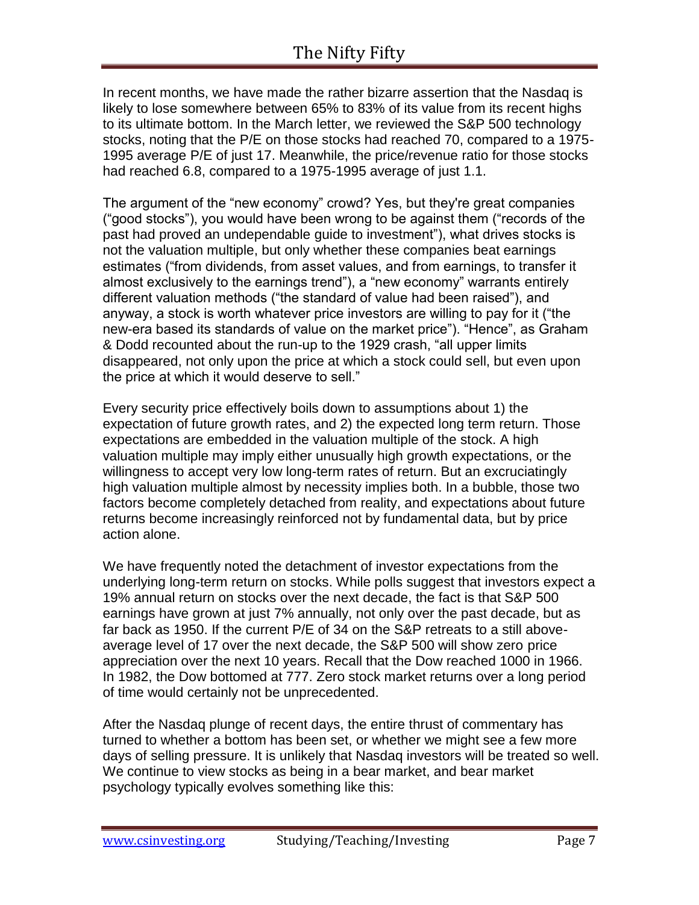In recent months, we have made the rather bizarre assertion that the Nasdaq is likely to lose somewhere between 65% to 83% of its value from its recent highs to its ultimate bottom. In the March letter, we reviewed the S&P 500 technology stocks, noting that the P/E on those stocks had reached 70, compared to a 1975-1995 average P/E of just 17. Meanwhile, the price/revenue ratio for those stocks had reached 6.8, compared to a 1975-1995 average of just 1.1.

The argument of the "new economy" crowd? Yes, but they're great companies ("good stocks"), you would have been wrong to be against them ("records of the past had proved an undependable guide to investment"), what drives stocks is not the valuation multiple, but only whether these companies beat earnings estimates ("from dividends, from asset values, and from earnings, to transfer it almost exclusively to the earnings trend"), a "new economy" warrants entirely different valuation methods ("the standard of value had been raised"), and anyway, a stock is worth whatever price investors are willing to pay for it ("the new-era based its standards of value on the market price"). "Hence", as Graham & Dodd recounted about the run-up to the 1929 crash, "all upper limits disappeared, not only upon the price at which a stock could sell, but even upon the price at which it would deserve to sell."

Every security price effectively boils down to assumptions about 1) the expectation of future growth rates, and 2) the expected long term return. Those expectations are embedded in the valuation multiple of the stock. A high valuation multiple may imply either unusually high growth expectations, or the willingness to accept very low long-term rates of return. But an excruciatingly high valuation multiple almost by necessity implies both. In a bubble, those two factors become completely detached from reality, and expectations about future returns become increasingly reinforced not by fundamental data, but by price action alone.

We have frequently noted the detachment of investor expectations from the underlying long-term return on stocks. While polls suggest that investors expect a 19% annual return on stocks over the next decade, the fact is that S&P 500 earnings have grown at just 7% annually, not only over the past decade, but as far back as 1950. If the current P/E of 34 on the S&P retreats to a still above-average level of 17 over the next decade, the S&P 500 will show zero price appreciation over the next 10 years. Recall that the Dow reached 1000 in 1966. In 1982, the Dow bottomed at 777. Zero stock market returns over a long period of time would certainly not be unprecedented.

After the Nasdaq plunge of recent days, the entire thrust of commentary has turned to whether a bottom has been set, or whether we might see a few more days of selling pressure. It is unlikely that Nasdaq investors will be treated so well. We continue to view stocks as being in a bear market, and bear market psychology typically evolves something like this: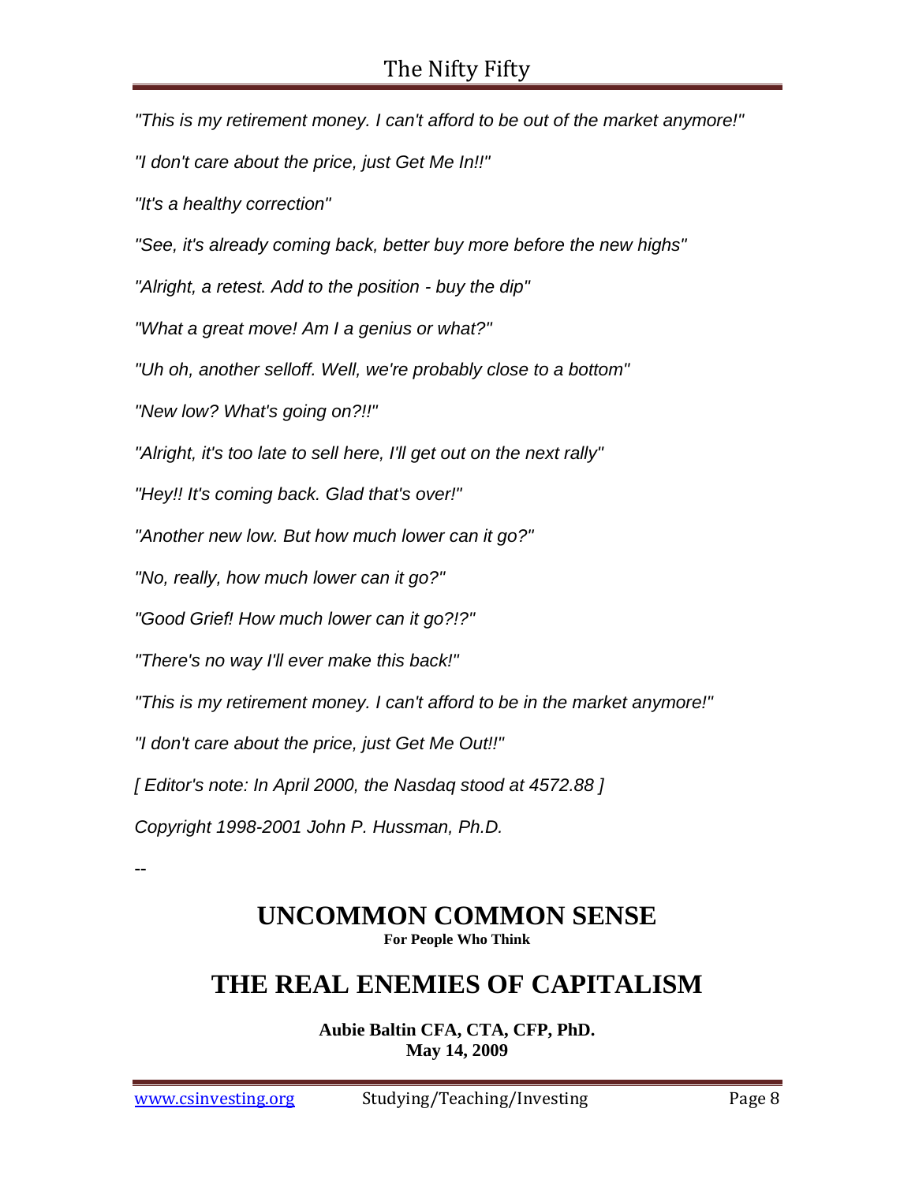*"This is my retirement money. I can't afford to be out of the market anymore!"*

*"I don't care about the price, just Get Me In!!"*

*"It's a healthy correction"*

*"See, it's already coming back, better buy more before the new highs"*

*"Alright, a retest. Add to the position - buy the dip"*

*"What a great move! Am I a genius or what?"*

*"Uh oh, another selloff. Well, we're probably close to a bottom"*

*"New low? What's going on?!!"*

*"Alright, it's too late to sell here, I'll get out on the next rally"*

*"Hey!! It's coming back. Glad that's over!"*

*"Another new low. But how much lower can it go?"*

*"No, really, how much lower can it go?"*

*"Good Grief! How much lower can it go?!?"*

*"There's no way I'll ever make this back!"*

*"This is my retirement money. I can't afford to be in the market anymore!"*

*"I don't care about the price, just Get Me Out!!"*

*[ Editor's note: In April 2000, the Nasdaq stood at 4572.88 ]*

*Copyright 1998-2001 John P. Hussman, Ph.D.*

--

# UNCOMMON COMMON SENSE

**For People Who Think**

# THE REAL ENEMIES OF CAPITALISM

**Aubie Baltin CFA, CTA, CFP, PhD.**
**May 14, 2009**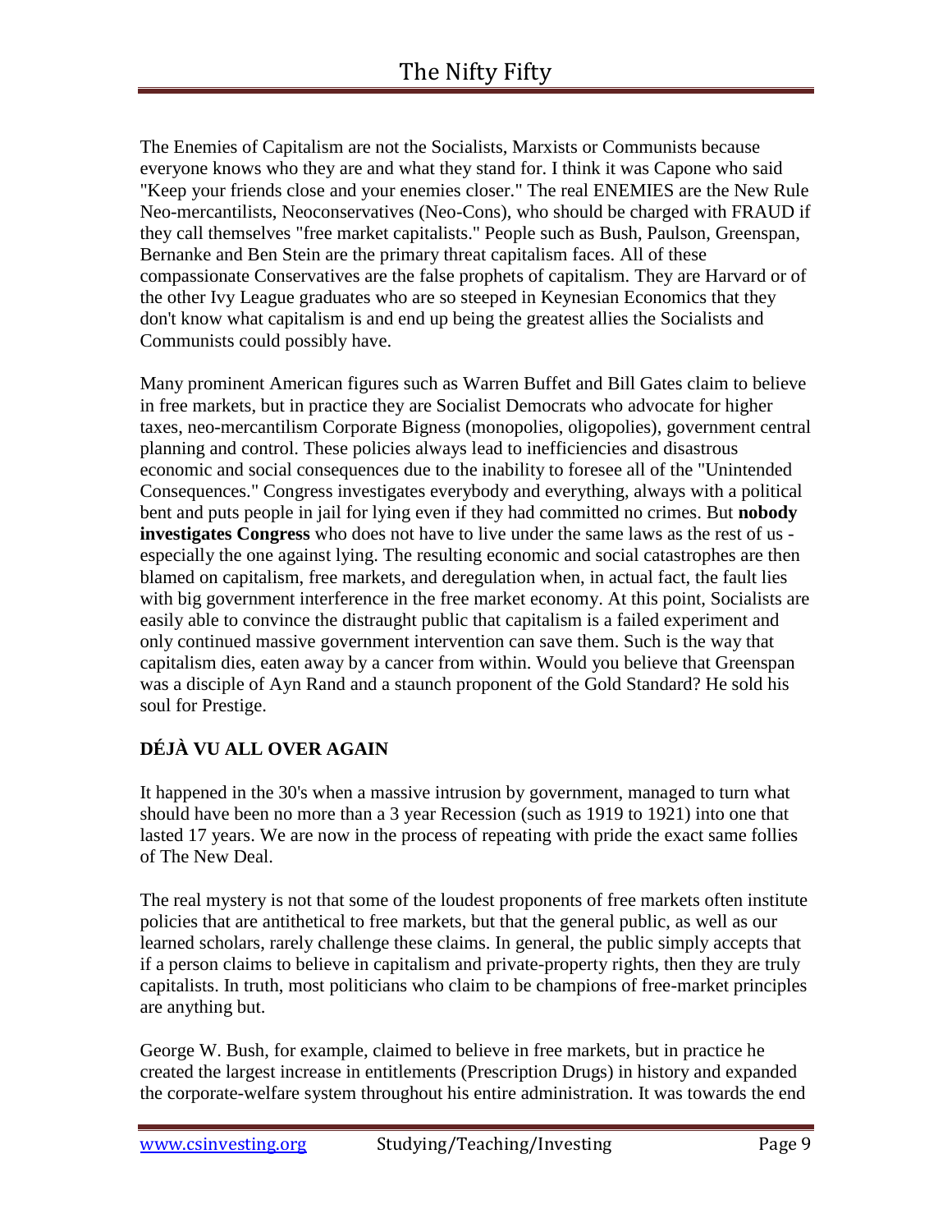The Enemies of Capitalism are not the Socialists, Marxists or Communists because everyone knows who they are and what they stand for. I think it was Capone who said "Keep your friends close and your enemies closer." The real ENEMIES are the New Rule Neo-mercantilists, Neoconservatives (Neo-Cons), who should be charged with FRAUD if they call themselves "free market capitalists." People such as Bush, Paulson, Greenspan, Bernanke and Ben Stein are the primary threat capitalism faces. All of these compassionate Conservatives are the false prophets of capitalism. They are Harvard or of the other Ivy League graduates who are so steeped in Keynesian Economics that they don't know what capitalism is and end up being the greatest allies the Socialists and Communists could possibly have.

Many prominent American figures such as Warren Buffet and Bill Gates claim to believe in free markets, but in practice they are Socialist Democrats who advocate for higher taxes, neo-mercantilism Corporate Bigness (monopolies, oligopolies), government central planning and control. These policies always lead to inefficiencies and disastrous economic and social consequences due to the inability to foresee all of the "Unintended Consequences." Congress investigates everybody and everything, always with a political bent and puts people in jail for lying even if they had committed no crimes. But **nobody investigates Congress** who does not have to live under the same laws as the rest of us - especially the one against lying. The resulting economic and social catastrophes are then blamed on capitalism, free markets, and deregulation when, in actual fact, the fault lies with big government interference in the free market economy. At this point, Socialists are easily able to convince the distraught public that capitalism is a failed experiment and only continued massive government intervention can save them. Such is the way that capitalism dies, eaten away by a cancer from within. Would you believe that Greenspan was a disciple of Ayn Rand and a staunch proponent of the Gold Standard? He sold his soul for Prestige.

## DÉJÀ VU ALL OVER AGAIN

It happened in the 30's when a massive intrusion by government, managed to turn what should have been no more than a 3 year Recession (such as 1919 to 1921) into one that lasted 17 years. We are now in the process of repeating with pride the exact same follies of The New Deal.

The real mystery is not that some of the loudest proponents of free markets often institute policies that are antithetical to free markets, but that the general public, as well as our learned scholars, rarely challenge these claims. In general, the public simply accepts that if a person claims to believe in capitalism and private-property rights, then they are truly capitalists. In truth, most politicians who claim to be champions of free-market principles are anything but.

George W. Bush, for example, claimed to believe in free markets, but in practice he created the largest increase in entitlements (Prescription Drugs) in history and expanded the corporate-welfare system throughout his entire administration. It was towards the end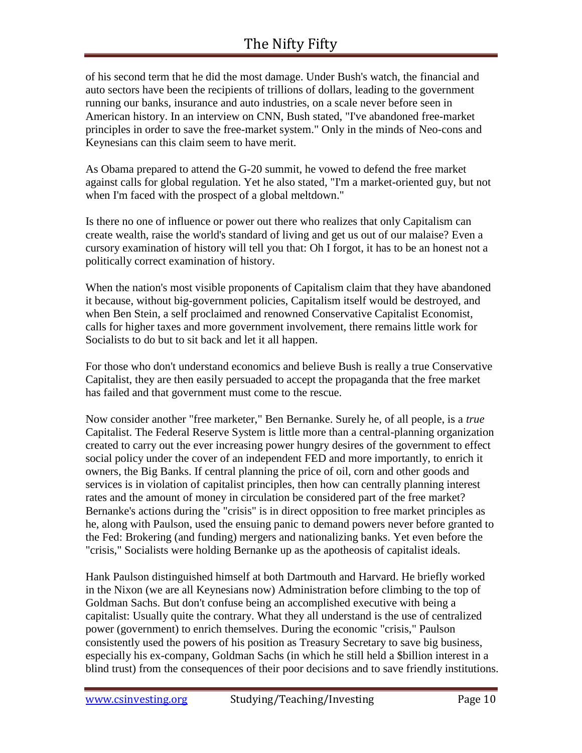of his second term that he did the most damage. Under Bush's watch, the financial and auto sectors have been the recipients of trillions of dollars, leading to the government running our banks, insurance and auto industries, on a scale never before seen in American history. In an interview on CNN, Bush stated, "I've abandoned free-market principles in order to save the free-market system." Only in the minds of Neo-cons and Keynesians can this claim seem to have merit.

As Obama prepared to attend the G-20 summit, he vowed to defend the free market against calls for global regulation. Yet he also stated, "I'm a market-oriented guy, but not when I'm faced with the prospect of a global meltdown."

Is there no one of influence or power out there who realizes that only Capitalism can create wealth, raise the world's standard of living and get us out of our malaise? Even a cursory examination of history will tell you that: Oh I forgot, it has to be an honest not a politically correct examination of history.

When the nation's most visible proponents of Capitalism claim that they have abandoned it because, without big-government policies, Capitalism itself would be destroyed, and when Ben Stein, a self proclaimed and renowned Conservative Capitalist Economist, calls for higher taxes and more government involvement, there remains little work for Socialists to do but to sit back and let it all happen.

For those who don't understand economics and believe Bush is really a true Conservative Capitalist, they are then easily persuaded to accept the propaganda that the free market has failed and that government must come to the rescue.

Now consider another "free marketer," Ben Bernanke. Surely he, of all people, is a *true* Capitalist. The Federal Reserve System is little more than a central-planning organization created to carry out the ever increasing power hungry desires of the government to effect social policy under the cover of an independent FED and more importantly, to enrich it owners, the Big Banks. If central planning the price of oil, corn and other goods and services is in violation of capitalist principles, then how can centrally planning interest rates and the amount of money in circulation be considered part of the free market? Bernanke's actions during the "crisis" is in direct opposition to free market principles as he, along with Paulson, used the ensuing panic to demand powers never before granted to the Fed: Brokering (and funding) mergers and nationalizing banks. Yet even before the "crisis," Socialists were holding Bernanke up as the apotheosis of capitalist ideals.

Hank Paulson distinguished himself at both Dartmouth and Harvard. He briefly worked in the Nixon (we are all Keynesians now) Administration before climbing to the top of Goldman Sachs. But don't confuse being an accomplished executive with being a capitalist: Usually quite the contrary. What they all understand is the use of centralized power (government) to enrich themselves. During the economic "crisis," Paulson consistently used the powers of his position as Treasury Secretary to save big business, especially his ex-company, Goldman Sachs (in which he still held a $billion interest in a blind trust) from the consequences of their poor decisions and to save friendly institutions.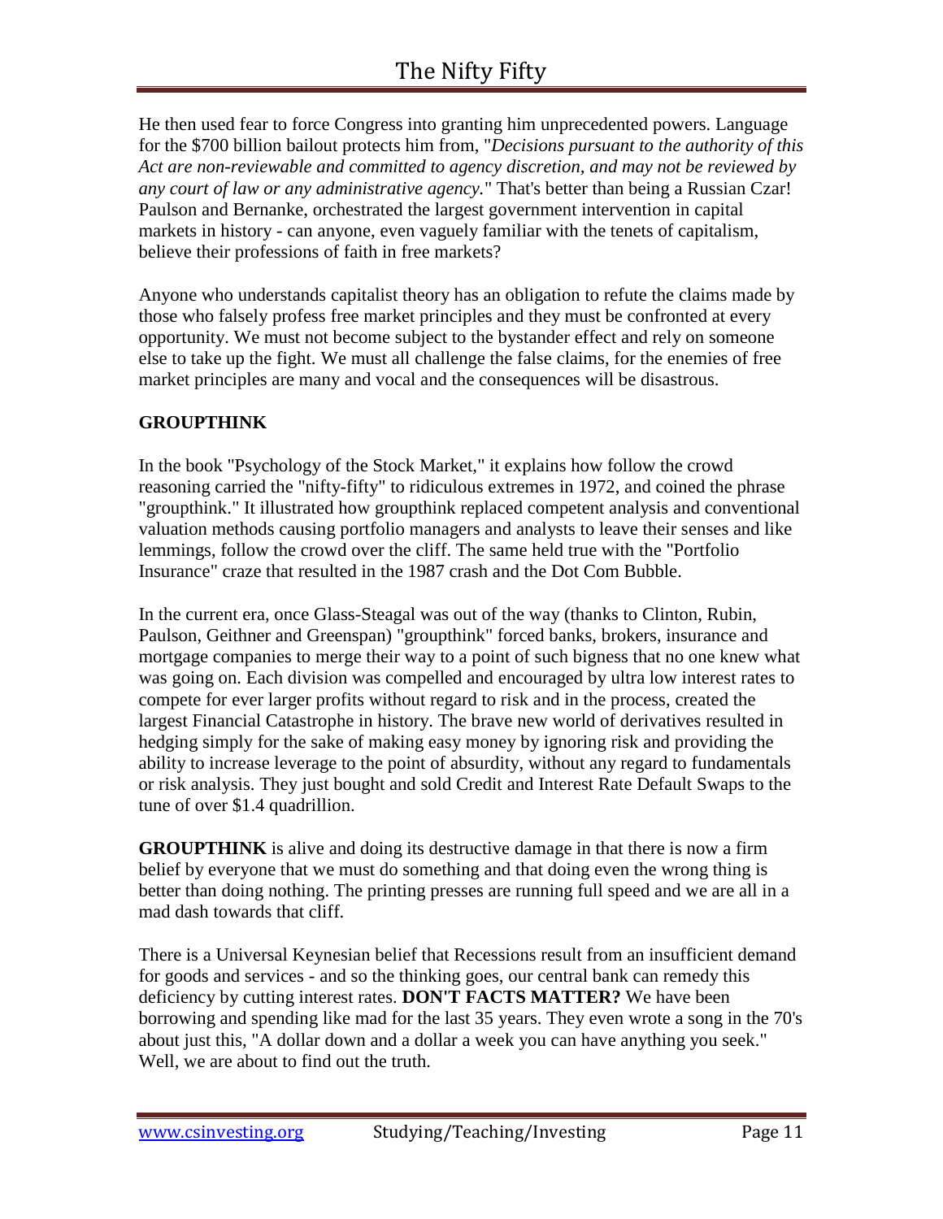He then used fear to force Congress into granting him unprecedented powers. Language for the $700 billion bailout protects him from, "*Decisions pursuant to the authority of this Act are non-reviewable and committed to agency discretion, and may not be reviewed by any court of law or any administrative agency.*" That's better than being a Russian Czar! Paulson and Bernanke, orchestrated the largest government intervention in capital markets in history - can anyone, even vaguely familiar with the tenets of capitalism, believe their professions of faith in free markets?

Anyone who understands capitalist theory has an obligation to refute the claims made by those who falsely profess free market principles and they must be confronted at every opportunity. We must not become subject to the bystander effect and rely on someone else to take up the fight. We must all challenge the false claims, for the enemies of free market principles are many and vocal and the consequences will be disastrous.

**GROUPTHINK**

In the book "Psychology of the Stock Market," it explains how follow the crowd reasoning carried the "nifty-fifty" to ridiculous extremes in 1972, and coined the phrase "groupthink." It illustrated how groupthink replaced competent analysis and conventional valuation methods causing portfolio managers and analysts to leave their senses and like lemmings, follow the crowd over the cliff. The same held true with the "Portfolio Insurance" craze that resulted in the 1987 crash and the Dot Com Bubble.

In the current era, once Glass-Steagal was out of the way (thanks to Clinton, Rubin, Paulson, Geithner and Greenspan) "groupthink" forced banks, brokers, insurance and mortgage companies to merge their way to a point of such bigness that no one knew what was going on. Each division was compelled and encouraged by ultra low interest rates to compete for ever larger profits without regard to risk and in the process, created the largest Financial Catastrophe in history. The brave new world of derivatives resulted in hedging simply for the sake of making easy money by ignoring risk and providing the ability to increase leverage to the point of absurdity, without any regard to fundamentals or risk analysis. They just bought and sold Credit and Interest Rate Default Swaps to the tune of over $1.4 quadrillion.

**GROUPTHINK** is alive and doing its destructive damage in that there is now a firm belief by everyone that we must do something and that doing even the wrong thing is better than doing nothing. The printing presses are running full speed and we are all in a mad dash towards that cliff.

There is a Universal Keynesian belief that Recessions result from an insufficient demand for goods and services - and so the thinking goes, our central bank can remedy this deficiency by cutting interest rates. **DON'T FACTS MATTER?** We have been borrowing and spending like mad for the last 35 years. They even wrote a song in the 70's about just this, "A dollar down and a dollar a week you can have anything you seek." Well, we are about to find out the truth.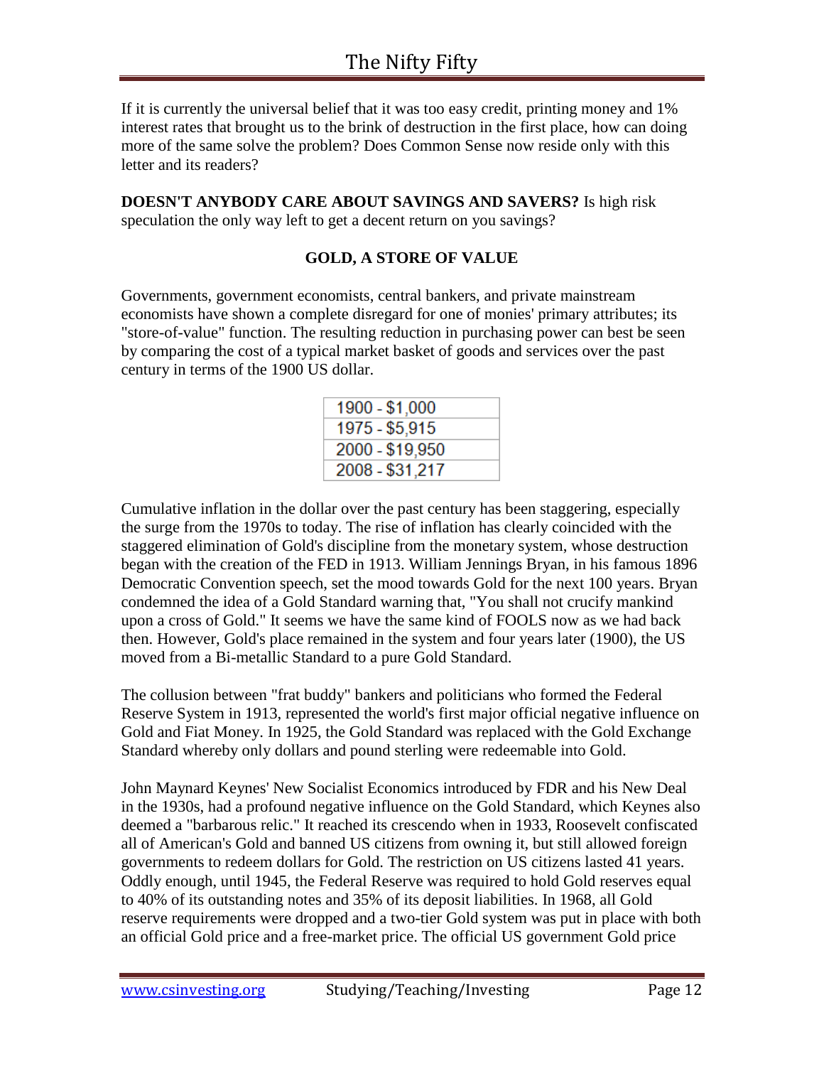If it is currently the universal belief that it was too easy credit, printing money and 1% interest rates that brought us to the brink of destruction in the first place, how can doing more of the same solve the problem? Does Common Sense now reside only with this letter and its readers?

**DOESN'T ANYBODY CARE ABOUT SAVINGS AND SAVERS?** Is high risk speculation the only way left to get a decent return on you savings?

### GOLD, A STORE OF VALUE

Governments, government economists, central bankers, and private mainstream economists have shown a complete disregard for one of monies' primary attributes; its "store-of-value" function. The resulting reduction in purchasing power can best be seen by comparing the cost of a typical market basket of goods and services over the past century in terms of the 1900 US dollar.

| |
|---|
| 1900 - $1,000 |
| 1975 - $5,915 |
| 2000 - $19,950 |
| 2008 - $31,217 |

Cumulative inflation in the dollar over the past century has been staggering, especially the surge from the 1970s to today. The rise of inflation has clearly coincided with the staggered elimination of Gold's discipline from the monetary system, whose destruction began with the creation of the FED in 1913. William Jennings Bryan, in his famous 1896 Democratic Convention speech, set the mood towards Gold for the next 100 years. Bryan condemned the idea of a Gold Standard warning that, "You shall not crucify mankind upon a cross of Gold." It seems we have the same kind of FOOLS now as we had back then. However, Gold's place remained in the system and four years later (1900), the US moved from a Bi-metallic Standard to a pure Gold Standard.

The collusion between "frat buddy" bankers and politicians who formed the Federal Reserve System in 1913, represented the world's first major official negative influence on Gold and Fiat Money. In 1925, the Gold Standard was replaced with the Gold Exchange Standard whereby only dollars and pound sterling were redeemable into Gold.

John Maynard Keynes' New Socialist Economics introduced by FDR and his New Deal in the 1930s, had a profound negative influence on the Gold Standard, which Keynes also deemed a "barbarous relic." It reached its crescendo when in 1933, Roosevelt confiscated all of American's Gold and banned US citizens from owning it, but still allowed foreign governments to redeem dollars for Gold. The restriction on US citizens lasted 41 years. Oddly enough, until 1945, the Federal Reserve was required to hold Gold reserves equal to 40% of its outstanding notes and 35% of its deposit liabilities. In 1968, all Gold reserve requirements were dropped and a two-tier Gold system was put in place with both an official Gold price and a free-market price. The official US government Gold price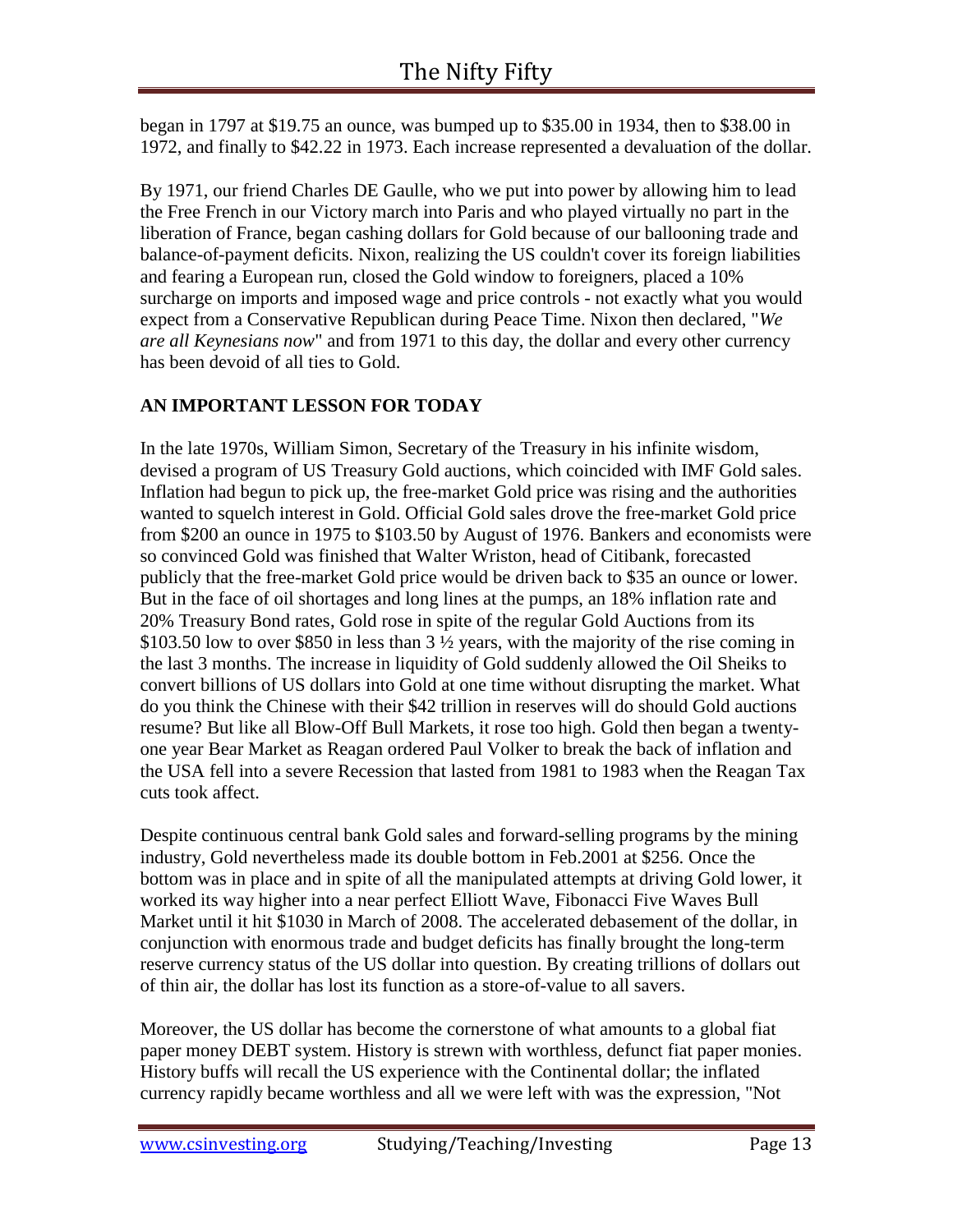began in 1797 at $19.75 an ounce, was bumped up to $35.00 in 1934, then to $38.00 in 1972, and finally to $42.22 in 1973. Each increase represented a devaluation of the dollar.

By 1971, our friend Charles DE Gaulle, who we put into power by allowing him to lead the Free French in our Victory march into Paris and who played virtually no part in the liberation of France, began cashing dollars for Gold because of our ballooning trade and balance-of-payment deficits. Nixon, realizing the US couldn't cover its foreign liabilities and fearing a European run, closed the Gold window to foreigners, placed a 10% surcharge on imports and imposed wage and price controls - not exactly what you would expect from a Conservative Republican during Peace Time. Nixon then declared, "*We are all Keynesians now*" and from 1971 to this day, the dollar and every other currency has been devoid of all ties to Gold.

**AN IMPORTANT LESSON FOR TODAY**

In the late 1970s, William Simon, Secretary of the Treasury in his infinite wisdom, devised a program of US Treasury Gold auctions, which coincided with IMF Gold sales. Inflation had begun to pick up, the free-market Gold price was rising and the authorities wanted to squelch interest in Gold. Official Gold sales drove the free-market Gold price from $200 an ounce in 1975 to $103.50 by August of 1976. Bankers and economists were so convinced Gold was finished that Walter Wriston, head of Citibank, forecasted publicly that the free-market Gold price would be driven back to $35 an ounce or lower. But in the face of oil shortages and long lines at the pumps, an 18% inflation rate and 20% Treasury Bond rates, Gold rose in spite of the regular Gold Auctions from its $103.50 low to over $850 in less than 3 ½ years, with the majority of the rise coming in the last 3 months. The increase in liquidity of Gold suddenly allowed the Oil Sheiks to convert billions of US dollars into Gold at one time without disrupting the market. What do you think the Chinese with their $42 trillion in reserves will do should Gold auctions resume? But like all Blow-Off Bull Markets, it rose too high. Gold then began a twenty-one year Bear Market as Reagan ordered Paul Volker to break the back of inflation and the USA fell into a severe Recession that lasted from 1981 to 1983 when the Reagan Tax cuts took affect.

Despite continuous central bank Gold sales and forward-selling programs by the mining industry, Gold nevertheless made its double bottom in Feb.2001 at $256. Once the bottom was in place and in spite of all the manipulated attempts at driving Gold lower, it worked its way higher into a near perfect Elliott Wave, Fibonacci Five Waves Bull Market until it hit $1030 in March of 2008. The accelerated debasement of the dollar, in conjunction with enormous trade and budget deficits has finally brought the long-term reserve currency status of the US dollar into question. By creating trillions of dollars out of thin air, the dollar has lost its function as a store-of-value to all savers.

Moreover, the US dollar has become the cornerstone of what amounts to a global fiat paper money DEBT system. History is strewn with worthless, defunct fiat paper monies. History buffs will recall the US experience with the Continental dollar; the inflated currency rapidly became worthless and all we were left with was the expression, "Not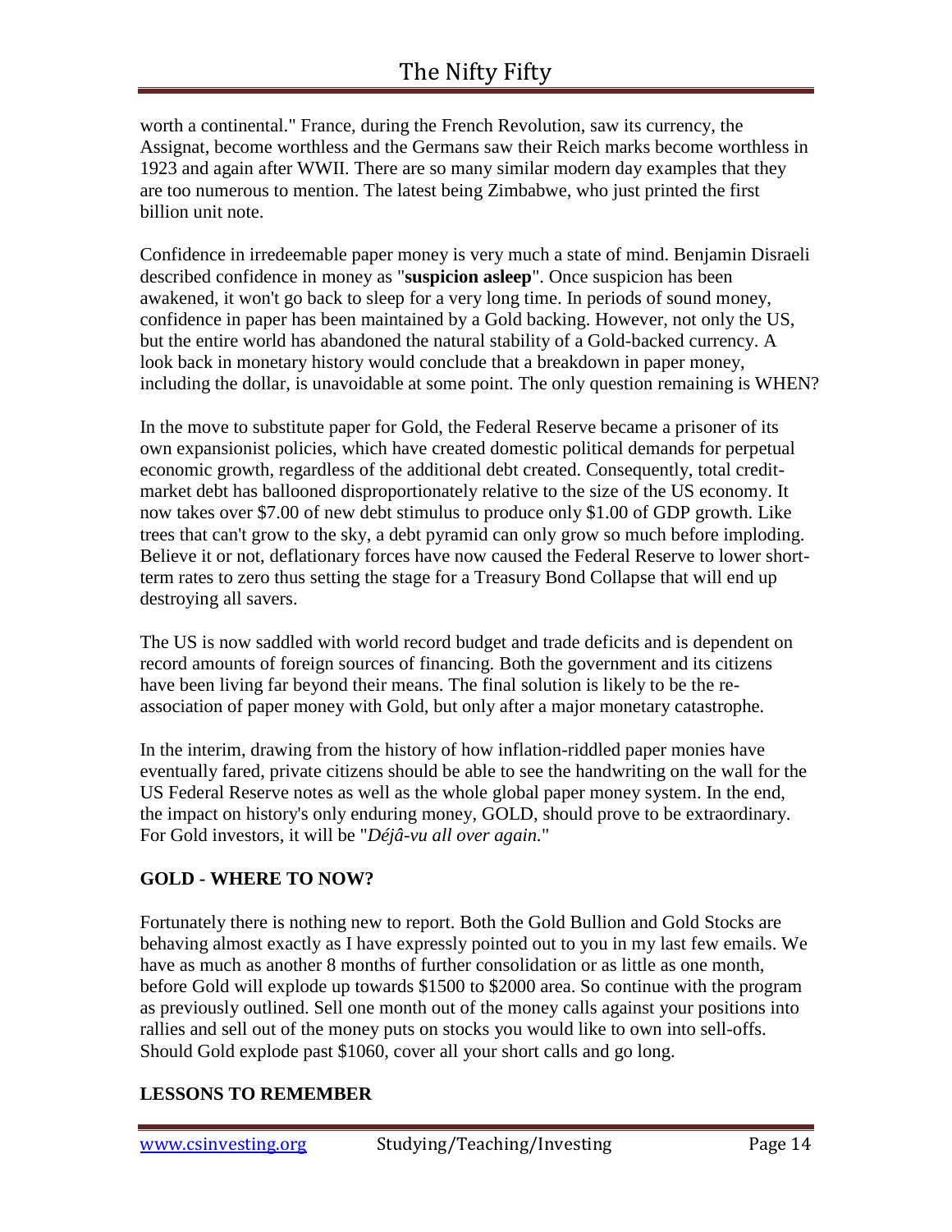worth a continental." France, during the French Revolution, saw its currency, the Assignat, become worthless and the Germans saw their Reich marks become worthless in 1923 and again after WWII. There are so many similar modern day examples that they are too numerous to mention. The latest being Zimbabwe, who just printed the first billion unit note.

Confidence in irredeemable paper money is very much a state of mind. Benjamin Disraeli described confidence in money as "**suspicion asleep**". Once suspicion has been awakened, it won't go back to sleep for a very long time. In periods of sound money, confidence in paper has been maintained by a Gold backing. However, not only the US, but the entire world has abandoned the natural stability of a Gold-backed currency. A look back in monetary history would conclude that a breakdown in paper money, including the dollar, is unavoidable at some point. The only question remaining is WHEN?

In the move to substitute paper for Gold, the Federal Reserve became a prisoner of its own expansionist policies, which have created domestic political demands for perpetual economic growth, regardless of the additional debt created. Consequently, total credit-market debt has ballooned disproportionately relative to the size of the US economy. It now takes over $7.00 of new debt stimulus to produce only $1.00 of GDP growth. Like trees that can't grow to the sky, a debt pyramid can only grow so much before imploding. Believe it or not, deflationary forces have now caused the Federal Reserve to lower short-term rates to zero thus setting the stage for a Treasury Bond Collapse that will end up destroying all savers.

The US is now saddled with world record budget and trade deficits and is dependent on record amounts of foreign sources of financing. Both the government and its citizens have been living far beyond their means. The final solution is likely to be the re-association of paper money with Gold, but only after a major monetary catastrophe.

In the interim, drawing from the history of how inflation-riddled paper monies have eventually fared, private citizens should be able to see the handwriting on the wall for the US Federal Reserve notes as well as the whole global paper money system. In the end, the impact on history's only enduring money, GOLD, should prove to be extraordinary. For Gold investors, it will be "*Déjâ-vu all over again.*"

**GOLD - WHERE TO NOW?**

Fortunately there is nothing new to report. Both the Gold Bullion and Gold Stocks are behaving almost exactly as I have expressly pointed out to you in my last few emails. We have as much as another 8 months of further consolidation or as little as one month, before Gold will explode up towards $1500 to $2000 area. So continue with the program as previously outlined. Sell one month out of the money calls against your positions into rallies and sell out of the money puts on stocks you would like to own into sell-offs. Should Gold explode past $1060, cover all your short calls and go long.

**LESSONS TO REMEMBER**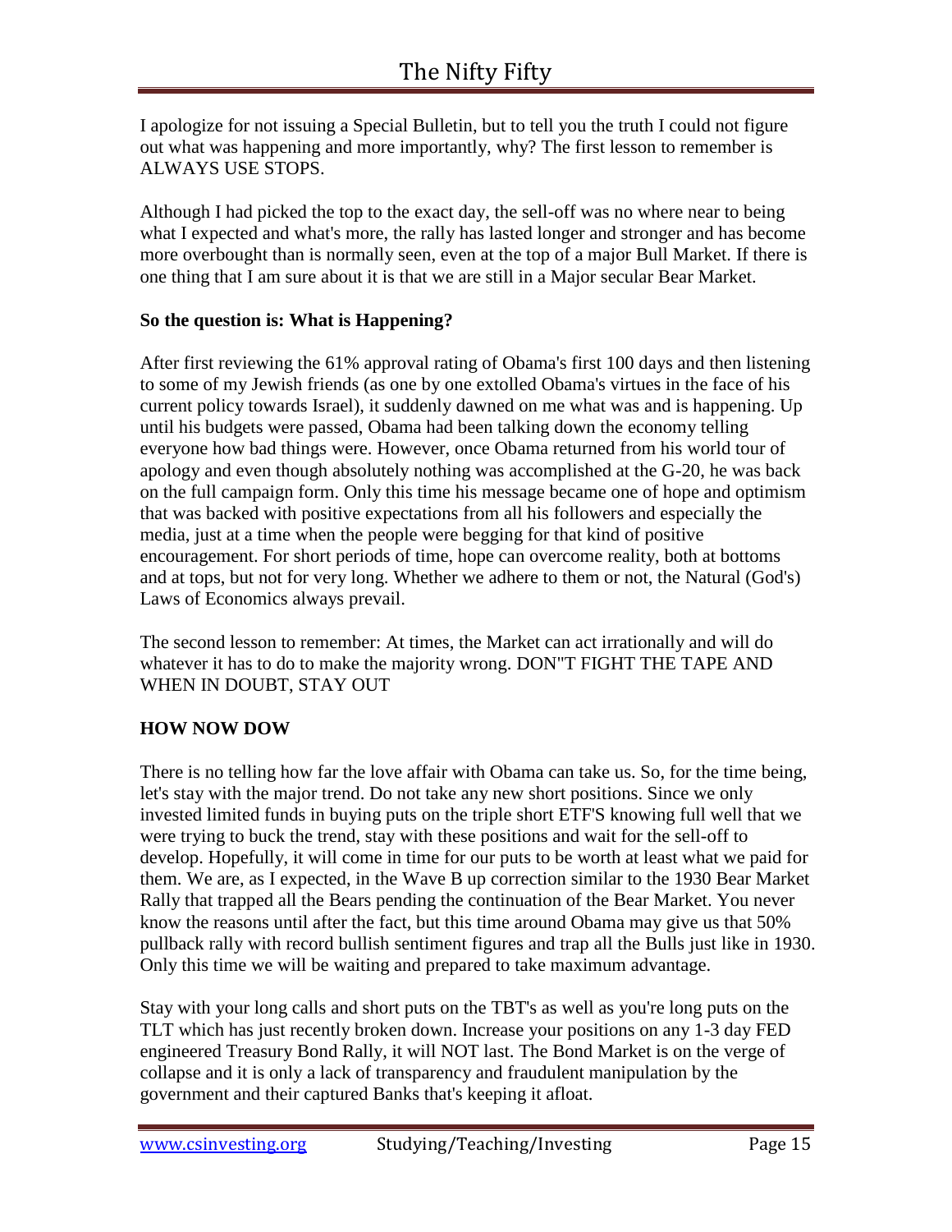I apologize for not issuing a Special Bulletin, but to tell you the truth I could not figure out what was happening and more importantly, why? The first lesson to remember is ALWAYS USE STOPS.

Although I had picked the top to the exact day, the sell-off was no where near to being what I expected and what's more, the rally has lasted longer and stronger and has become more overbought than is normally seen, even at the top of a major Bull Market. If there is one thing that I am sure about it is that we are still in a Major secular Bear Market.

**So the question is: What is Happening?**

After first reviewing the 61% approval rating of Obama's first 100 days and then listening to some of my Jewish friends (as one by one extolled Obama's virtues in the face of his current policy towards Israel), it suddenly dawned on me what was and is happening. Up until his budgets were passed, Obama had been talking down the economy telling everyone how bad things were. However, once Obama returned from his world tour of apology and even though absolutely nothing was accomplished at the G-20, he was back on the full campaign form. Only this time his message became one of hope and optimism that was backed with positive expectations from all his followers and especially the media, just at a time when the people were begging for that kind of positive encouragement. For short periods of time, hope can overcome reality, both at bottoms and at tops, but not for very long. Whether we adhere to them or not, the Natural (God's) Laws of Economics always prevail.

The second lesson to remember: At times, the Market can act irrationally and will do whatever it has to do to make the majority wrong. DON"T FIGHT THE TAPE AND WHEN IN DOUBT, STAY OUT

**HOW NOW DOW**

There is no telling how far the love affair with Obama can take us. So, for the time being, let's stay with the major trend. Do not take any new short positions. Since we only invested limited funds in buying puts on the triple short ETF'S knowing full well that we were trying to buck the trend, stay with these positions and wait for the sell-off to develop. Hopefully, it will come in time for our puts to be worth at least what we paid for them. We are, as I expected, in the Wave B up correction similar to the 1930 Bear Market Rally that trapped all the Bears pending the continuation of the Bear Market. You never know the reasons until after the fact, but this time around Obama may give us that 50% pullback rally with record bullish sentiment figures and trap all the Bulls just like in 1930. Only this time we will be waiting and prepared to take maximum advantage.

Stay with your long calls and short puts on the TBT's as well as you're long puts on the TLT which has just recently broken down. Increase your positions on any 1-3 day FED engineered Treasury Bond Rally, it will NOT last. The Bond Market is on the verge of collapse and it is only a lack of transparency and fraudulent manipulation by the government and their captured Banks that's keeping it afloat.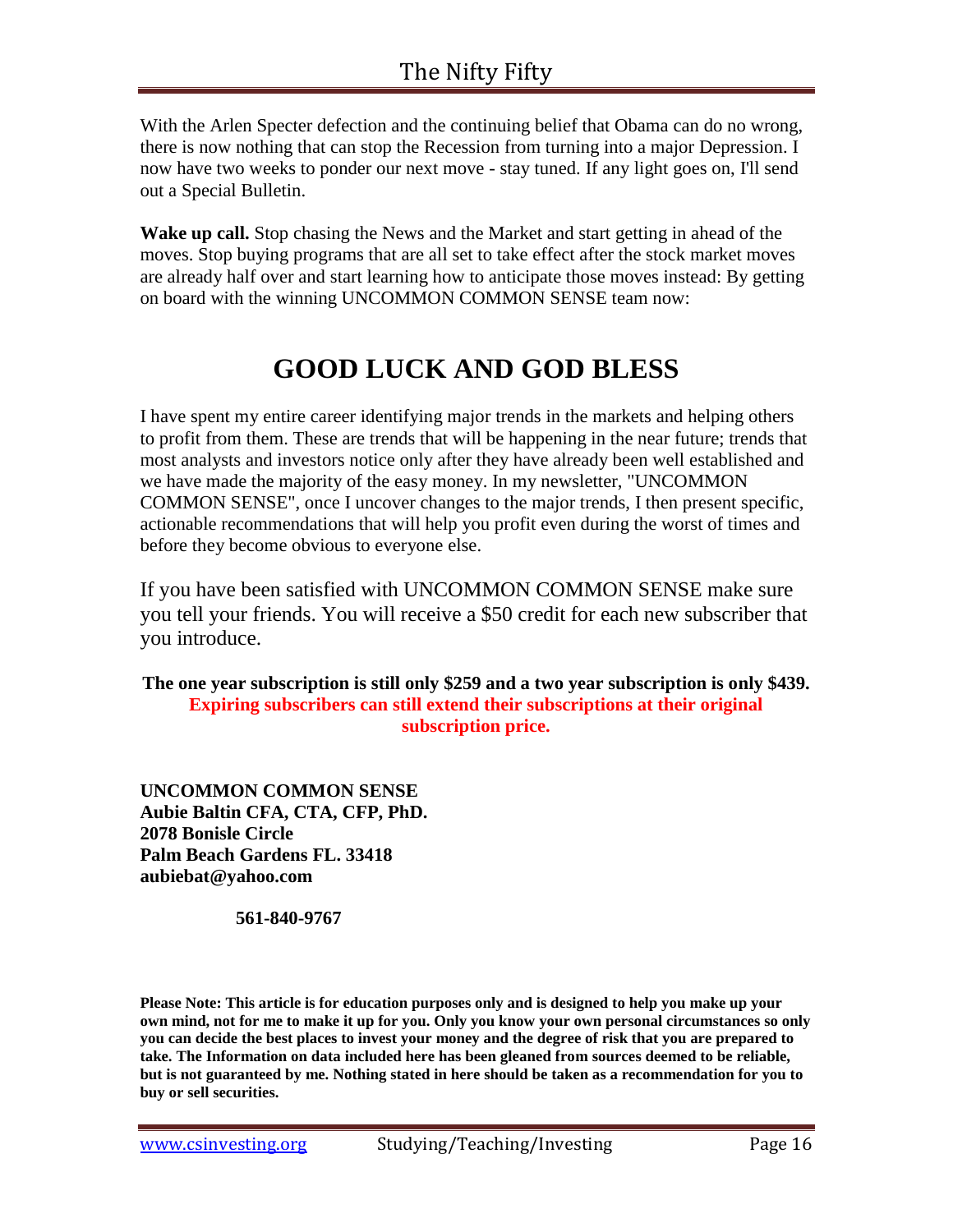With the Arlen Specter defection and the continuing belief that Obama can do no wrong, there is now nothing that can stop the Recession from turning into a major Depression. I now have two weeks to ponder our next move - stay tuned. If any light goes on, I'll send out a Special Bulletin.

**Wake up call.** Stop chasing the News and the Market and start getting in ahead of the moves. Stop buying programs that are all set to take effect after the stock market moves are already half over and start learning how to anticipate those moves instead: By getting on board with the winning UNCOMMON COMMON SENSE team now:

# GOOD LUCK AND GOD BLESS

I have spent my entire career identifying major trends in the markets and helping others to profit from them. These are trends that will be happening in the near future; trends that most analysts and investors notice only after they have already been well established and we have made the majority of the easy money. In my newsletter, "UNCOMMON COMMON SENSE", once I uncover changes to the major trends, I then present specific, actionable recommendations that will help you profit even during the worst of times and before they become obvious to everyone else.

If you have been satisfied with UNCOMMON COMMON SENSE make sure you tell your friends. You will receive a $50 credit for each new subscriber that you introduce.

**The one year subscription is still only $259 and a two year subscription is only $439.**
**Expiring subscribers can still extend their subscriptions at their original subscription price.**

**UNCOMMON COMMON SENSE**
**Aubie Baltin CFA, CTA, CFP, PhD.**
**2078 Bonisle Circle**
**Palm Beach Gardens FL. 33418**
**aubiebat@yahoo.com**

**561-840-9767**

**Please Note: This article is for education purposes only and is designed to help you make up your own mind, not for me to make it up for you. Only you know your own personal circumstances so only you can decide the best places to invest your money and the degree of risk that you are prepared to take. The Information on data included here has been gleaned from sources deemed to be reliable, but is not guaranteed by me. Nothing stated in here should be taken as a recommendation for you to buy or sell securities.**